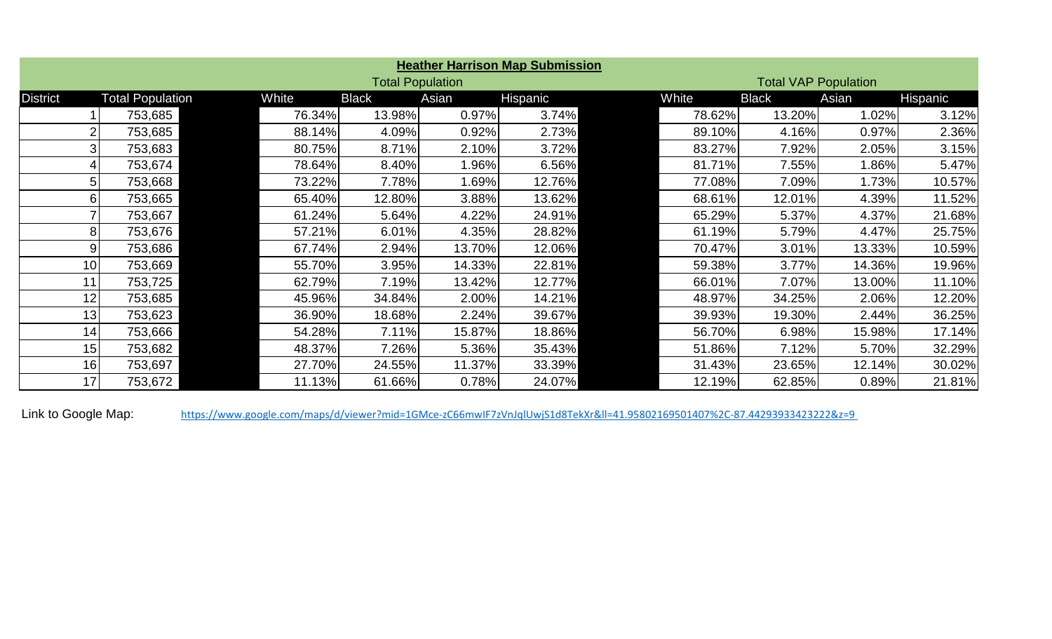**Heather Harrison Map Submission**

| District | Total Population | Total Population | | | | Total VAP Population | | | |
|---|---|---|---|---|---|---|---|---|---|
| | | White | Black | Asian | Hispanic | White | Black | Asian | Hispanic |
| 1 | 753,685 | 76.34% | 13.98% | 0.97% | 3.74% | 78.62% | 13.20% | 1.02% | 3.12% |
| 2 | 753,685 | 88.14% | 4.09% | 0.92% | 2.73% | 89.10% | 4.16% | 0.97% | 2.36% |
| 3 | 753,683 | 80.75% | 8.71% | 2.10% | 3.72% | 83.27% | 7.92% | 2.05% | 3.15% |
| 4 | 753,674 | 78.64% | 8.40% | 1.96% | 6.56% | 81.71% | 7.55% | 1.86% | 5.47% |
| 5 | 753,668 | 73.22% | 7.78% | 1.69% | 12.76% | 77.08% | 7.09% | 1.73% | 10.57% |
| 6 | 753,665 | 65.40% | 12.80% | 3.88% | 13.62% | 68.61% | 12.01% | 4.39% | 11.52% |
| 7 | 753,667 | 61.24% | 5.64% | 4.22% | 24.91% | 65.29% | 5.37% | 4.37% | 21.68% |
| 8 | 753,676 | 57.21% | 6.01% | 4.35% | 28.82% | 61.19% | 5.79% | 4.47% | 25.75% |
| 9 | 753,686 | 67.74% | 2.94% | 13.70% | 12.06% | 70.47% | 3.01% | 13.33% | 10.59% |
| 10 | 753,669 | 55.70% | 3.95% | 14.33% | 22.81% | 59.38% | 3.77% | 14.36% | 19.96% |
| 11 | 753,725 | 62.79% | 7.19% | 13.42% | 12.77% | 66.01% | 7.07% | 13.00% | 11.10% |
| 12 | 753,685 | 45.96% | 34.84% | 2.00% | 14.21% | 48.97% | 34.25% | 2.06% | 12.20% |
| 13 | 753,623 | 36.90% | 18.68% | 2.24% | 39.67% | 39.93% | 19.30% | 2.44% | 36.25% |
| 14 | 753,666 | 54.28% | 7.11% | 15.87% | 18.86% | 56.70% | 6.98% | 15.98% | 17.14% |
| 15 | 753,682 | 48.37% | 7.26% | 5.36% | 35.43% | 51.86% | 7.12% | 5.70% | 32.29% |
| 16 | 753,697 | 27.70% | 24.55% | 11.37% | 33.39% | 31.43% | 23.65% | 12.14% | 30.02% |
| 17 | 753,672 | 11.13% | 61.66% | 0.78% | 24.07% | 12.19% | 62.85% | 0.89% | 21.81% |

Link to Google Map: https://www.google.com/maps/d/viewer?mid=1GMce-zC66mwIF7zVnJqlUwjS1d8TekXr&ll=41.95802169501407%2C-87.44293933423222&z=9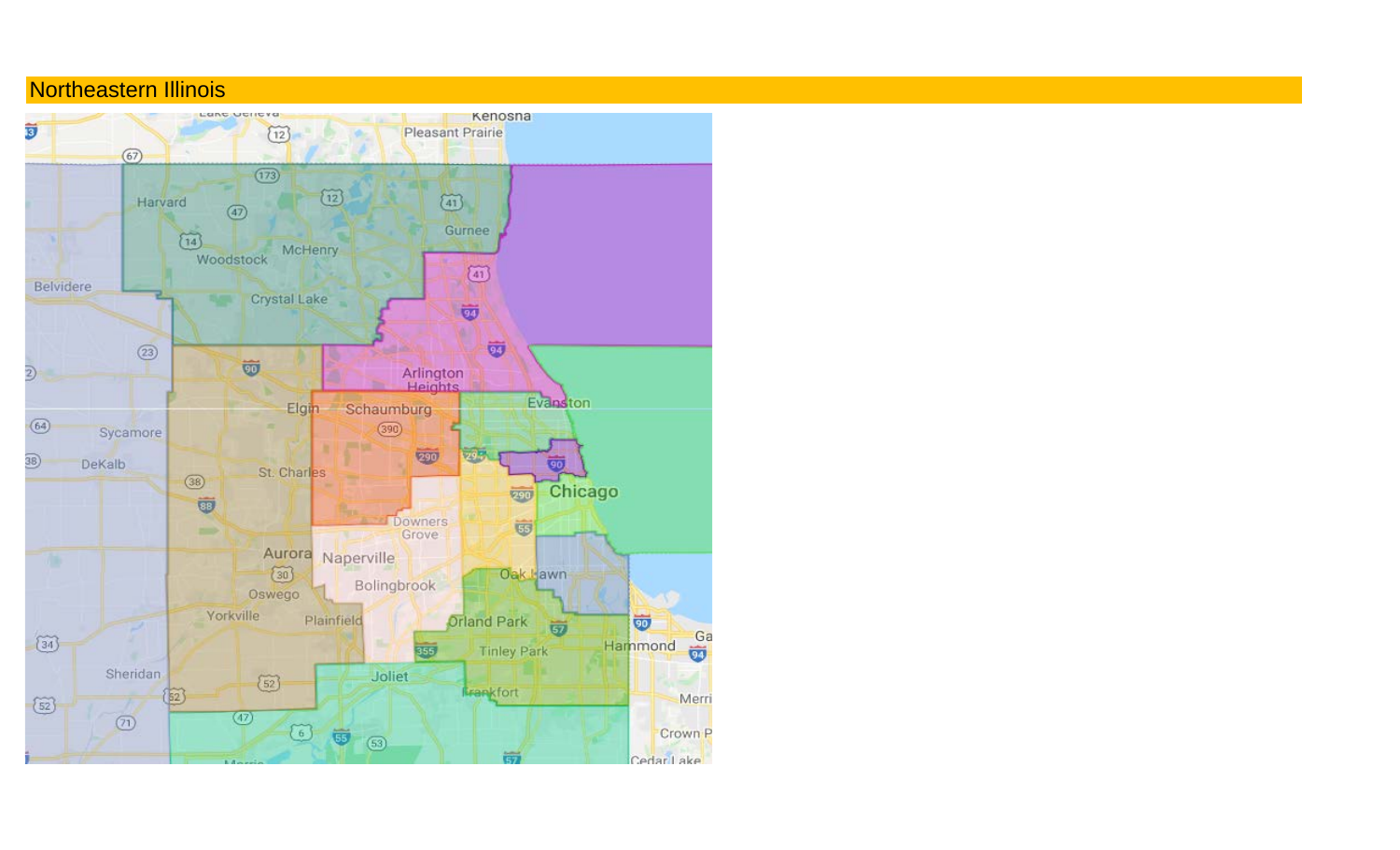# Northeastern Illinois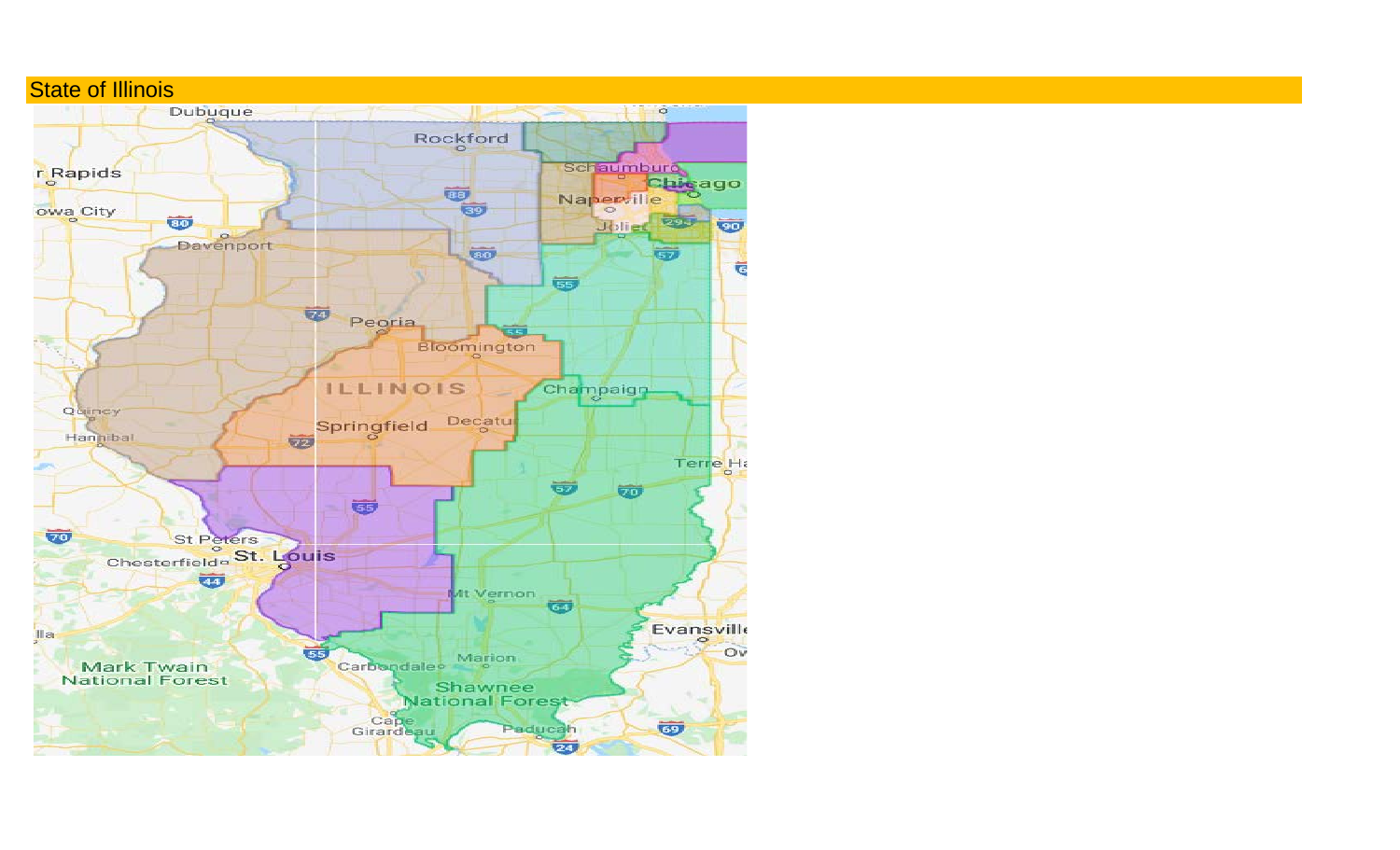State of Illinois

Dubuque
Rockford
Rapids
Schaumburg
Chicago
Naperville
Iowa City
Joliet
Davenport
Peoria
Bloomington
ILLINOIS
Champaign
Quincy
Springfield
Decatur
Hannibal
Terre Ha
St Peters
Chesterfield
St. Louis
Mt Vernon
Evansville
Mark Twain National Forest
Carbondale
Marion
Shawnee National Forest
Cape Girardeau
Paducah
80
88
39
80
55
294
90
57
74
55
72
55
57
70
70
44
64
55
69
24